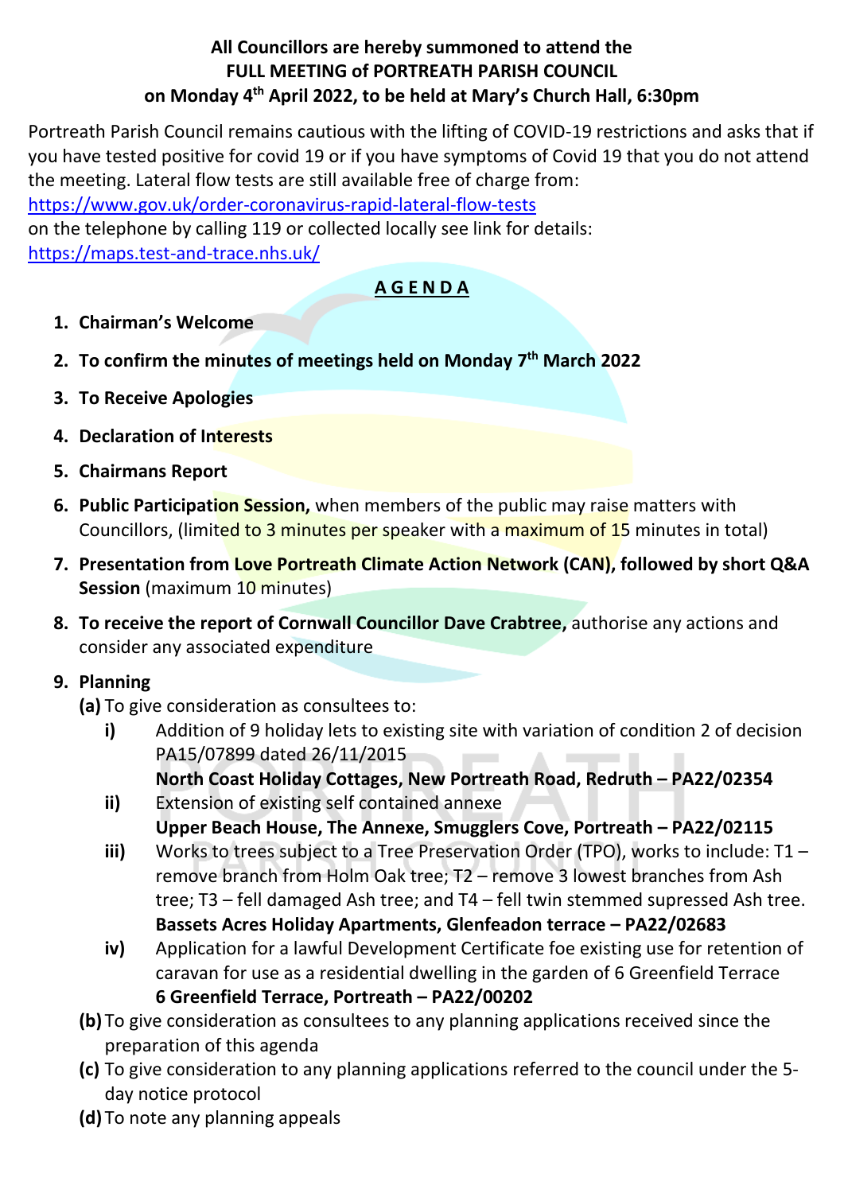**All Councillors are hereby summoned to attend the**
**FULL MEETING of PORTREATH PARISH COUNCIL**
**on Monday 4th April 2022, to be held at Mary's Church Hall, 6:30pm**

Portreath Parish Council remains cautious with the lifting of COVID-19 restrictions and asks that if you have tested positive for covid 19 or if you have symptoms of Covid 19 that you do not attend the meeting. Lateral flow tests are still available free of charge from: https://www.gov.uk/order-coronavirus-rapid-lateral-flow-tests
on the telephone by calling 119 or collected locally see link for details: https://maps.test-and-trace.nhs.uk/

## AGENDA

1. **Chairman's Welcome**
2. **To confirm the minutes of meetings held on Monday 7th March 2022**
3. **To Receive Apologies**
4. **Declaration of Interests**
5. **Chairmans Report**
6. **Public Participation Session,** when members of the public may raise matters with Councillors, (limited to 3 minutes per speaker with a maximum of 15 minutes in total)
7. **Presentation from Love Portreath Climate Action Network (CAN), followed by short Q&A Session** (maximum 10 minutes)
8. **To receive the report of Cornwall Councillor Dave Crabtree,** authorise any actions and consider any associated expenditure
9. **Planning**
   - **(a)** To give consideration as consultees to:
     - **i)** Addition of 9 holiday lets to existing site with variation of condition 2 of decision PA15/07899 dated 26/11/2015
       **North Coast Holiday Cottages, New Portreath Road, Redruth – PA22/02354**
     - **ii)** Extension of existing self contained annexe
       **Upper Beach House, The Annexe, Smugglers Cove, Portreath – PA22/02115**
     - **iii)** Works to trees subject to a Tree Preservation Order (TPO), works to include: T1 – remove branch from Holm Oak tree; T2 – remove 3 lowest branches from Ash tree; T3 – fell damaged Ash tree; and T4 – fell twin stemmed supressed Ash tree.
       **Bassets Acres Holiday Apartments, Glenfeadon terrace – PA22/02683**
     - **iv)** Application for a lawful Development Certificate foe existing use for retention of caravan for use as a residential dwelling in the garden of 6 Greenfield Terrace
       **6 Greenfield Terrace, Portreath – PA22/00202**
   - **(b)** To give consideration as consultees to any planning applications received since the preparation of this agenda
   - **(c)** To give consideration to any planning applications referred to the council under the 5-day notice protocol
   - **(d)** To note any planning appeals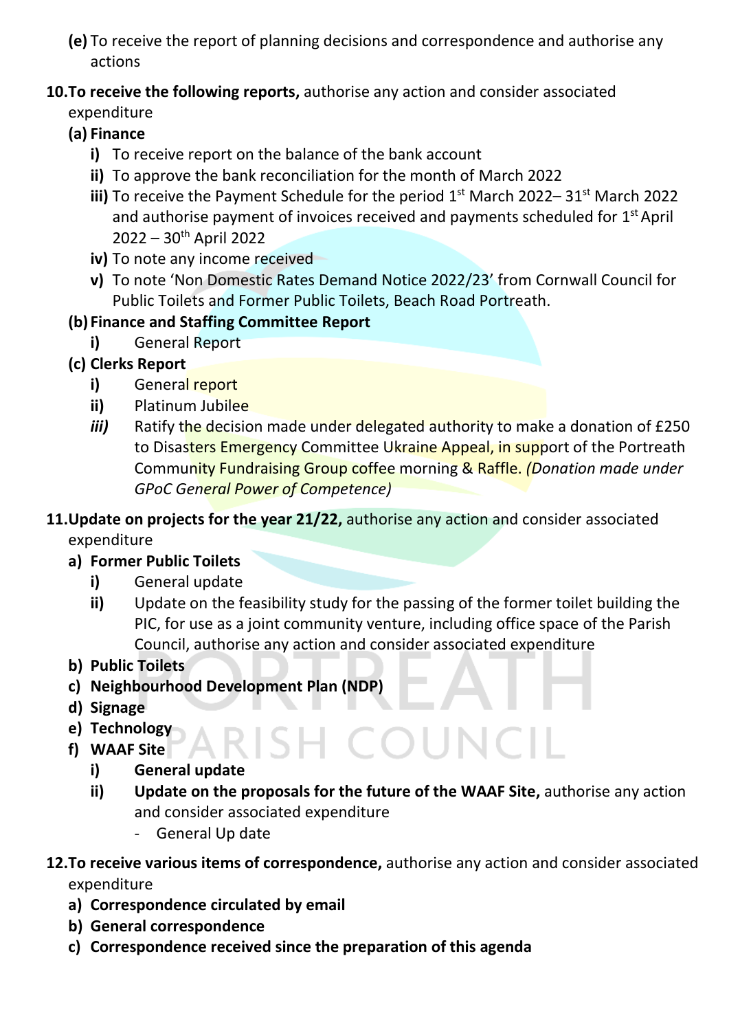**(e)** To receive the report of planning decisions and correspondence and authorise any actions

**10. To receive the following reports,** authorise any action and consider associated expenditure

**(a) Finance**

- **i)** To receive report on the balance of the bank account
- **ii)** To approve the bank reconciliation for the month of March 2022
- **iii)** To receive the Payment Schedule for the period 1st March 2022– 31st March 2022 and authorise payment of invoices received and payments scheduled for 1st April 2022 – 30th April 2022
- **iv)** To note any income received
- **v)** To note 'Non Domestic Rates Demand Notice 2022/23' from Cornwall Council for Public Toilets and Former Public Toilets, Beach Road Portreath.

**(b) Finance and Staffing Committee Report**

- **i)** General Report

**(c) Clerks Report**

- **i)** General report
- **ii)** Platinum Jubilee
- ***iii)*** Ratify the decision made under delegated authority to make a donation of £250 to Disasters Emergency Committee Ukraine Appeal, in support of the Portreath Community Fundraising Group coffee morning & Raffle. *(Donation made under GPoC General Power of Competence)*

**11. Update on projects for the year 21/22,** authorise any action and consider associated expenditure

**a) Former Public Toilets**

- **i)** General update
- **ii)** Update on the feasibility study for the passing of the former toilet building the PIC, for use as a joint community venture, including office space of the Parish Council, authorise any action and consider associated expenditure

**b) Public Toilets**

**c) Neighbourhood Development Plan (NDP)**

**d) Signage**

**e) Technology**

**f) WAAF Site**

- **i) General update**
- **ii) Update on the proposals for the future of the WAAF Site,** authorise any action and consider associated expenditure
  - General Up date

**12. To receive various items of correspondence,** authorise any action and consider associated expenditure

**a) Correspondence circulated by email**

**b) General correspondence**

**c) Correspondence received since the preparation of this agenda**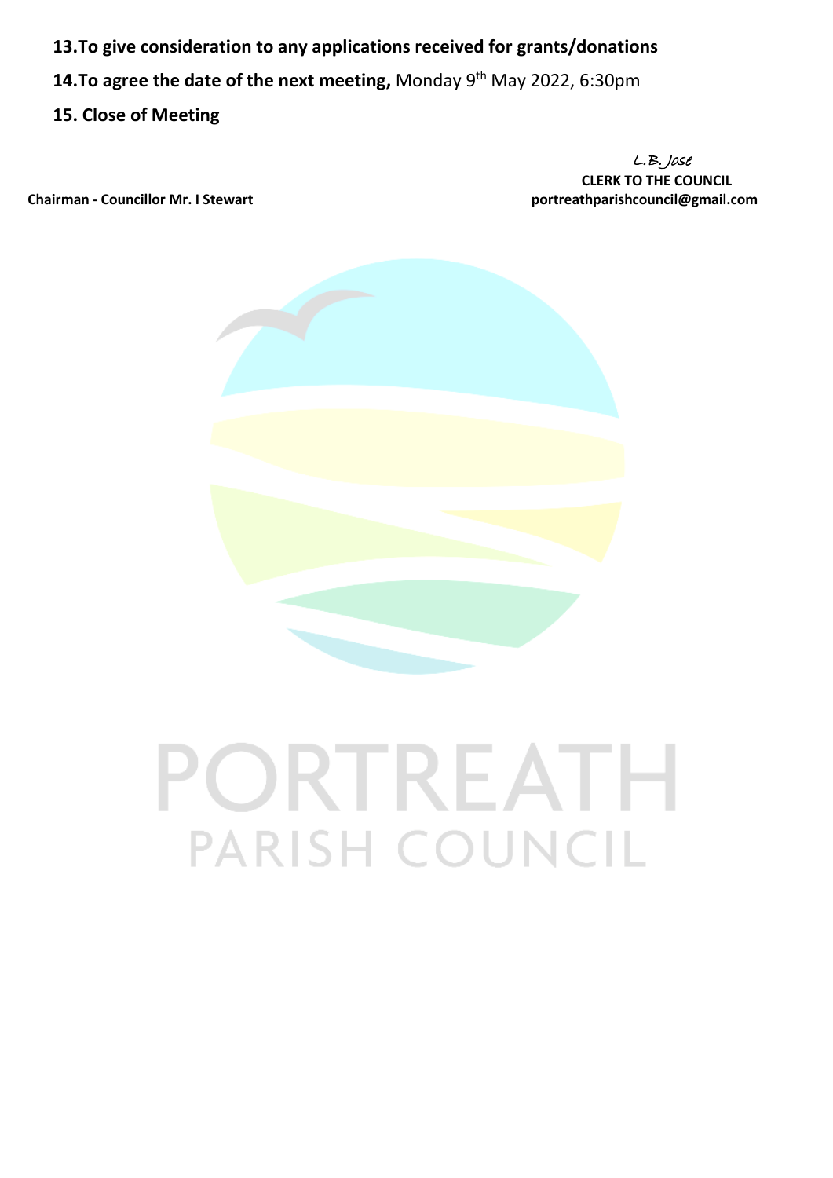**13.To give consideration to any applications received for grants/donations**

**14.To agree the date of the next meeting,** Monday 9th May 2022, 6:30pm

**15. Close of Meeting**

L.B. Jose
**CLERK TO THE COUNCIL**
**portreathparishcouncil@gmail.com**

**Chairman - Councillor Mr. I Stewart**

PORTREATH
PARISH COUNCIL